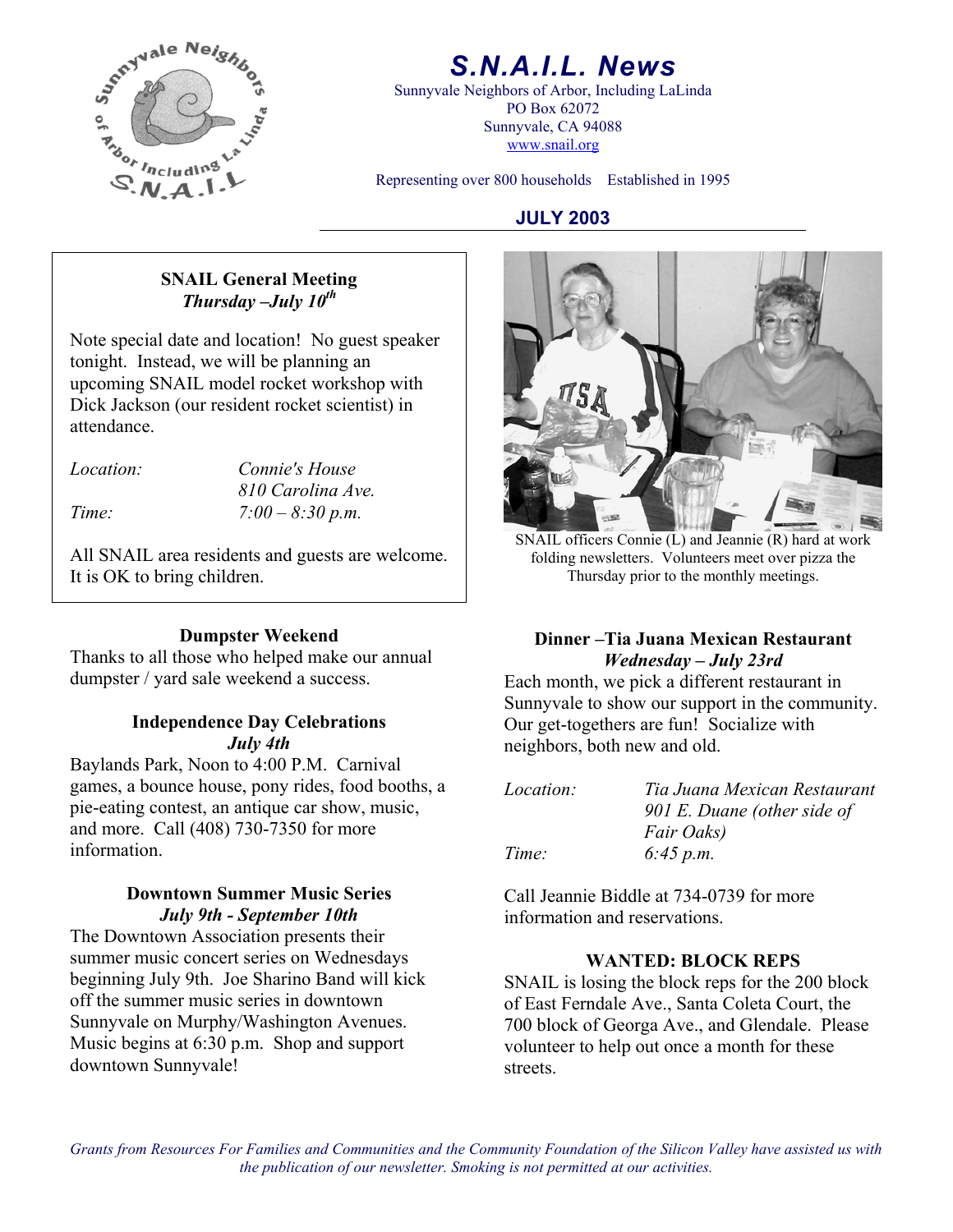# S.N.A.I.L. News

Sunnyvale Neighbors of Arbor, Including LaLinda
PO Box 62072
Sunnyvale, CA 94088
www.snail.org

Representing over 800 households Established in 1995

**JULY 2003**

## SNAIL General Meeting
***Thursday –July 10th***

Note special date and location! No guest speaker tonight. Instead, we will be planning an upcoming SNAIL model rocket workshop with Dick Jackson (our resident rocket scientist) in attendance.

| | |
|---|---|
| *Location:* | *Connie's House 810 Carolina Ave.* |
| *Time:* | *7:00 – 8:30 p.m.* |

All SNAIL area residents and guests are welcome. It is OK to bring children.

SNAIL officers Connie (L) and Jeannie (R) hard at work folding newsletters. Volunteers meet over pizza the Thursday prior to the monthly meetings.

### Dumpster Weekend

Thanks to all those who helped make our annual dumpster / yard sale weekend a success.

### Independence Day Celebrations
***July 4th***

Baylands Park, Noon to 4:00 P.M. Carnival games, a bounce house, pony rides, food booths, a pie-eating contest, an antique car show, music, and more. Call (408) 730-7350 for more information.

### Downtown Summer Music Series
***July 9th - September 10th***

The Downtown Association presents their summer music concert series on Wednesdays beginning July 9th. Joe Sharino Band will kick off the summer music series in downtown Sunnyvale on Murphy/Washington Avenues. Music begins at 6:30 p.m. Shop and support downtown Sunnyvale!

### Dinner –Tia Juana Mexican Restaurant
***Wednesday – July 23rd***

Each month, we pick a different restaurant in Sunnyvale to show our support in the community. Our get-togethers are fun! Socialize with neighbors, both new and old.

| | |
|---|---|
| *Location:* | *Tia Juana Mexican Restaurant 901 E. Duane (other side of Fair Oaks)* |
| *Time:* | *6:45 p.m.* |

Call Jeannie Biddle at 734-0739 for more information and reservations.

### WANTED: BLOCK REPS

SNAIL is losing the block reps for the 200 block of East Ferndale Ave., Santa Coleta Court, the 700 block of Georga Ave., and Glendale. Please volunteer to help out once a month for these streets.

*Grants from Resources For Families and Communities and the Community Foundation of the Silicon Valley have assisted us with the publication of our newsletter. Smoking is not permitted at our activities.*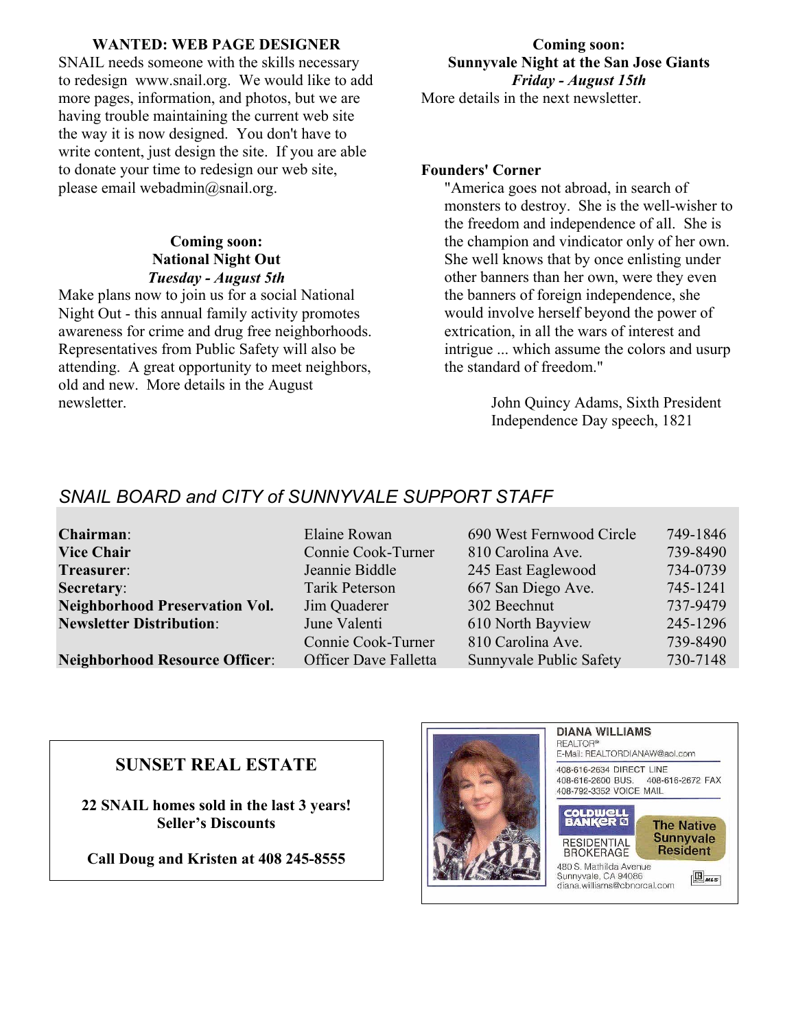**WANTED: WEB PAGE DESIGNER**

SNAIL needs someone with the skills necessary to redesign www.snail.org. We would like to add more pages, information, and photos, but we are having trouble maintaining the current web site the way it is now designed. You don't have to write content, just design the site. If you are able to donate your time to redesign our web site, please email webadmin@snail.org.

**Coming soon:**
**National Night Out**
***Tuesday - August 5th***

Make plans now to join us for a social National Night Out - this annual family activity promotes awareness for crime and drug free neighborhoods. Representatives from Public Safety will also be attending. A great opportunity to meet neighbors, old and new. More details in the August newsletter.

**Coming soon:**
**Sunnyvale Night at the San Jose Giants**
***Friday - August 15th***

More details in the next newsletter.

**Founders' Corner**

"America goes not abroad, in search of monsters to destroy. She is the well-wisher to the freedom and independence of all. She is the champion and vindicator only of her own. She well knows that by once enlisting under other banners than her own, were they even the banners of foreign independence, she would involve herself beyond the power of extrication, in all the wars of interest and intrigue ... which assume the colors and usurp the standard of freedom."

John Quincy Adams, Sixth President
Independence Day speech, 1821

## *SNAIL BOARD and CITY of SUNNYVALE SUPPORT STAFF*

| | | | |
|---|---|---|---|
| **Chairman**: | Elaine Rowan | 690 West Fernwood Circle | 749-1846 |
| **Vice Chair** | Connie Cook-Turner | 810 Carolina Ave. | 739-8490 |
| **Treasurer**: | Jeannie Biddle | 245 East Eaglewood | 734-0739 |
| **Secretary**: | Tarik Peterson | 667 San Diego Ave. | 745-1241 |
| **Neighborhood Preservation Vol.** | Jim Quaderer | 302 Beechnut | 737-9479 |
| **Newsletter Distribution**: | June Valenti | 610 North Bayview | 245-1296 |
| | Connie Cook-Turner | 810 Carolina Ave. | 739-8490 |
| **Neighborhood Resource Officer**: | Officer Dave Falletta | Sunnyvale Public Safety | 730-7148 |

**SUNSET REAL ESTATE**

**22 SNAIL homes sold in the last 3 years!**
**Seller's Discounts**

**Call Doug and Kristen at 408 245-8555**

DIANA WILLIAMS
REALTOR®
E-Mail: REALTORDIANAW@aol.com
408-616-2634 DIRECT LINE
408-616-2600 BUS. 408-616-2672 FAX
408-792-3352 VOICE MAIL
COLDWELL BANKER
RESIDENTIAL BROKERAGE
The Native Sunnyvale Resident
480 S. Mathilda Avenue
Sunnyvale, CA 94086
diana.williams@cbnorcal.com
MLS